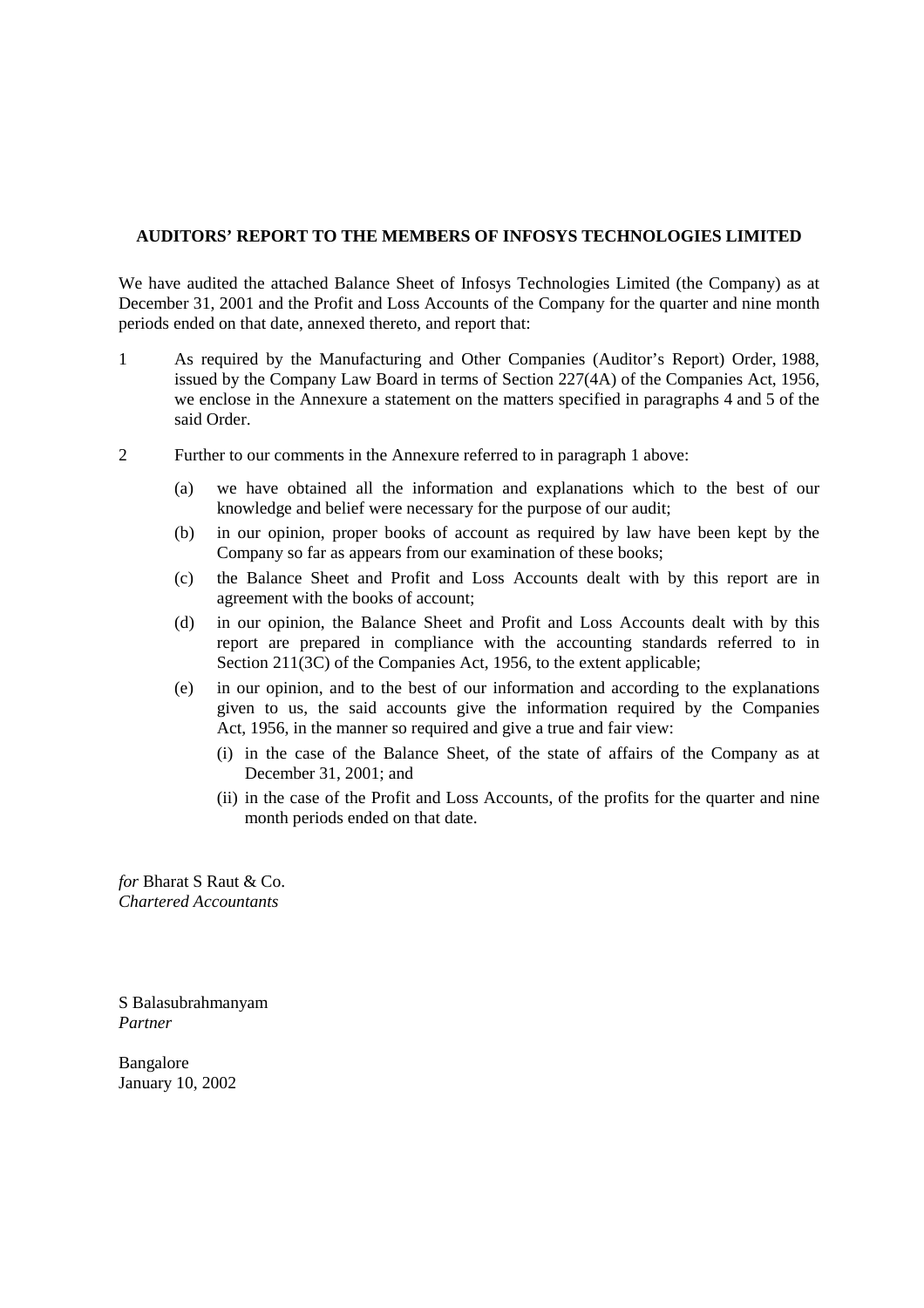**AUDITORS' REPORT TO THE MEMBERS OF INFOSYS TECHNOLOGIES LIMITED**

We have audited the attached Balance Sheet of Infosys Technologies Limited (the Company) as at December 31, 2001 and the Profit and Loss Accounts of the Company for the quarter and nine month periods ended on that date, annexed thereto, and report that:

1. As required by the Manufacturing and Other Companies (Auditor's Report) Order, 1988, issued by the Company Law Board in terms of Section 227(4A) of the Companies Act, 1956, we enclose in the Annexure a statement on the matters specified in paragraphs 4 and 5 of the said Order.

2. Further to our comments in the Annexure referred to in paragraph 1 above:

   (a) we have obtained all the information and explanations which to the best of our knowledge and belief were necessary for the purpose of our audit;

   (b) in our opinion, proper books of account as required by law have been kept by the Company so far as appears from our examination of these books;

   (c) the Balance Sheet and Profit and Loss Accounts dealt with by this report are in agreement with the books of account;

   (d) in our opinion, the Balance Sheet and Profit and Loss Accounts dealt with by this report are prepared in compliance with the accounting standards referred to in Section 211(3C) of the Companies Act, 1956, to the extent applicable;

   (e) in our opinion, and to the best of our information and according to the explanations given to us, the said accounts give the information required by the Companies Act, 1956, in the manner so required and give a true and fair view:

      (i) in the case of the Balance Sheet, of the state of affairs of the Company as at December 31, 2001; and

      (ii) in the case of the Profit and Loss Accounts, of the profits for the quarter and nine month periods ended on that date.

*for* Bharat S Raut & Co.
*Chartered Accountants*

S Balasubrahmanyam
*Partner*

Bangalore
January 10, 2002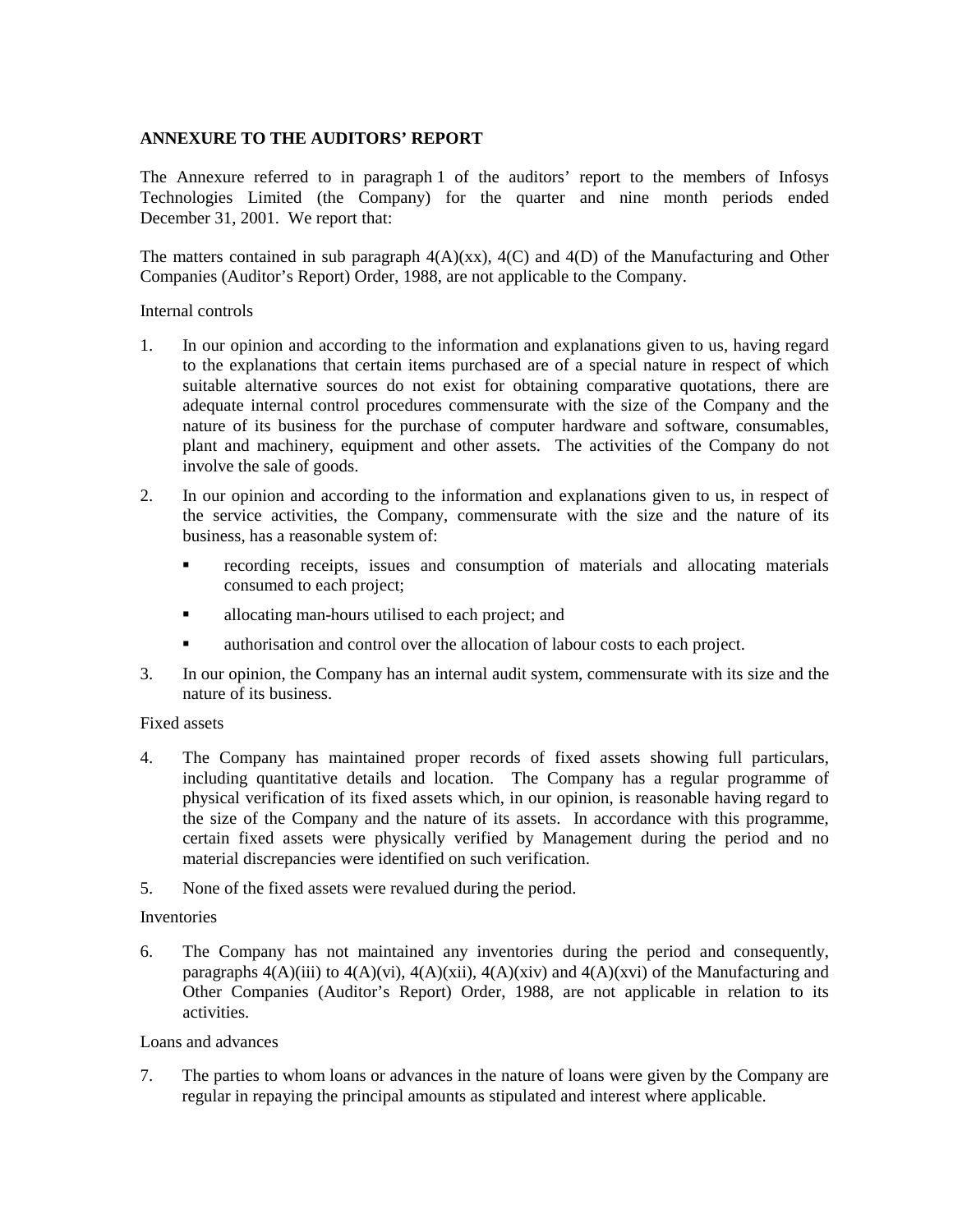**ANNEXURE TO THE AUDITORS' REPORT**

The Annexure referred to in paragraph 1 of the auditors' report to the members of Infosys Technologies Limited (the Company) for the quarter and nine month periods ended December 31, 2001. We report that:

The matters contained in sub paragraph 4(A)(xx), 4(C) and 4(D) of the Manufacturing and Other Companies (Auditor's Report) Order, 1988, are not applicable to the Company.

Internal controls

1. In our opinion and according to the information and explanations given to us, having regard to the explanations that certain items purchased are of a special nature in respect of which suitable alternative sources do not exist for obtaining comparative quotations, there are adequate internal control procedures commensurate with the size of the Company and the nature of its business for the purchase of computer hardware and software, consumables, plant and machinery, equipment and other assets. The activities of the Company do not involve the sale of goods.

2. In our opinion and according to the information and explanations given to us, in respect of the service activities, the Company, commensurate with the size and the nature of its business, has a reasonable system of:

   - recording receipts, issues and consumption of materials and allocating materials consumed to each project;
   - allocating man-hours utilised to each project; and
   - authorisation and control over the allocation of labour costs to each project.

3. In our opinion, the Company has an internal audit system, commensurate with its size and the nature of its business.

Fixed assets

4. The Company has maintained proper records of fixed assets showing full particulars, including quantitative details and location. The Company has a regular programme of physical verification of its fixed assets which, in our opinion, is reasonable having regard to the size of the Company and the nature of its assets. In accordance with this programme, certain fixed assets were physically verified by Management during the period and no material discrepancies were identified on such verification.

5. None of the fixed assets were revalued during the period.

Inventories

6. The Company has not maintained any inventories during the period and consequently, paragraphs 4(A)(iii) to 4(A)(vi), 4(A)(xii), 4(A)(xiv) and 4(A)(xvi) of the Manufacturing and Other Companies (Auditor's Report) Order, 1988, are not applicable in relation to its activities.

Loans and advances

7. The parties to whom loans or advances in the nature of loans were given by the Company are regular in repaying the principal amounts as stipulated and interest where applicable.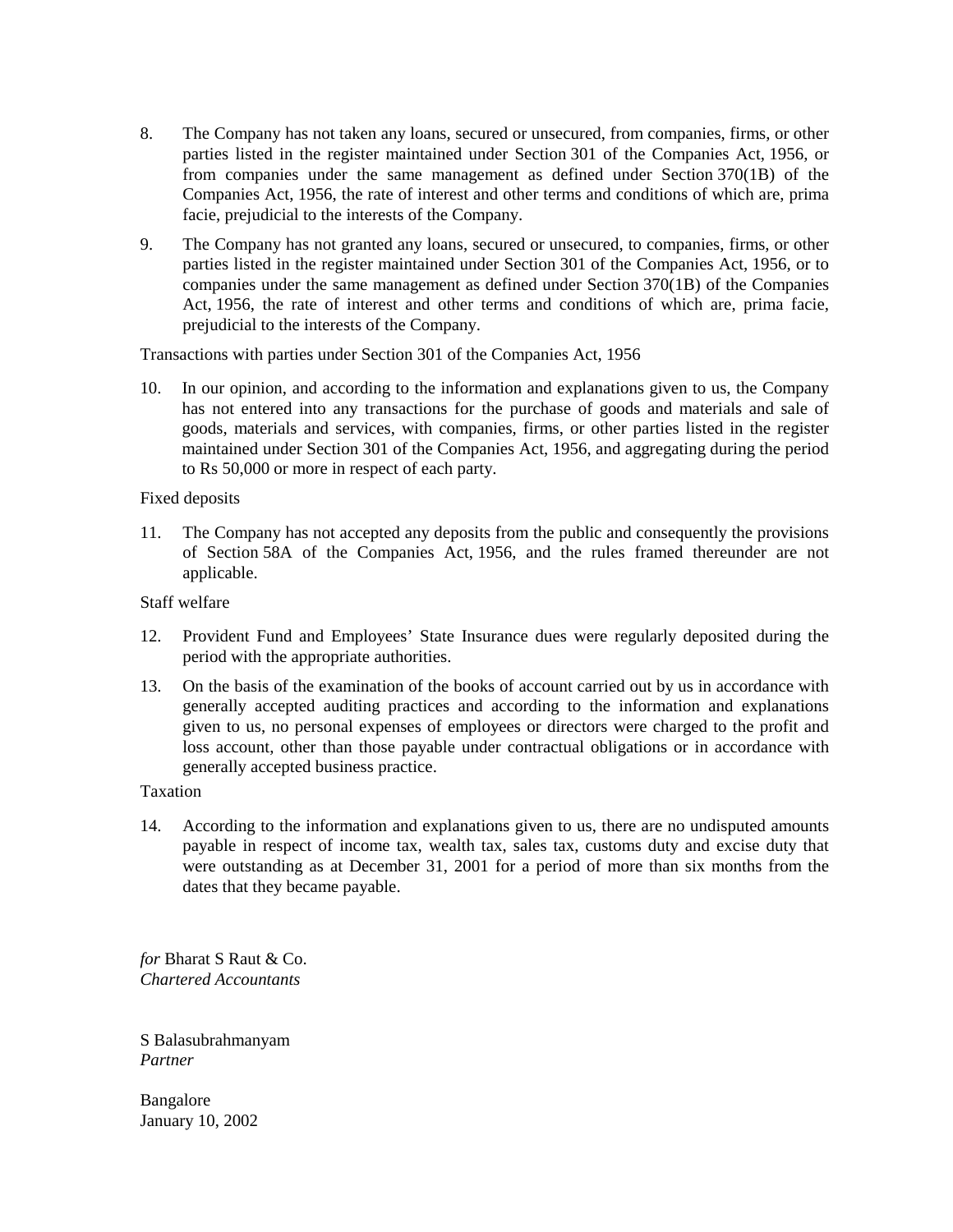8. The Company has not taken any loans, secured or unsecured, from companies, firms, or other parties listed in the register maintained under Section 301 of the Companies Act, 1956, or from companies under the same management as defined under Section 370(1B) of the Companies Act, 1956, the rate of interest and other terms and conditions of which are, prima facie, prejudicial to the interests of the Company.

9. The Company has not granted any loans, secured or unsecured, to companies, firms, or other parties listed in the register maintained under Section 301 of the Companies Act, 1956, or to companies under the same management as defined under Section 370(1B) of the Companies Act, 1956, the rate of interest and other terms and conditions of which are, prima facie, prejudicial to the interests of the Company.

Transactions with parties under Section 301 of the Companies Act, 1956

10. In our opinion, and according to the information and explanations given to us, the Company has not entered into any transactions for the purchase of goods and materials and sale of goods, materials and services, with companies, firms, or other parties listed in the register maintained under Section 301 of the Companies Act, 1956, and aggregating during the period to Rs 50,000 or more in respect of each party.

Fixed deposits

11. The Company has not accepted any deposits from the public and consequently the provisions of Section 58A of the Companies Act, 1956, and the rules framed thereunder are not applicable.

Staff welfare

12. Provident Fund and Employees' State Insurance dues were regularly deposited during the period with the appropriate authorities.

13. On the basis of the examination of the books of account carried out by us in accordance with generally accepted auditing practices and according to the information and explanations given to us, no personal expenses of employees or directors were charged to the profit and loss account, other than those payable under contractual obligations or in accordance with generally accepted business practice.

Taxation

14. According to the information and explanations given to us, there are no undisputed amounts payable in respect of income tax, wealth tax, sales tax, customs duty and excise duty that were outstanding as at December 31, 2001 for a period of more than six months from the dates that they became payable.

*for* Bharat S Raut & Co.
*Chartered Accountants*

S Balasubrahmanyam
*Partner*

Bangalore
January 10, 2002